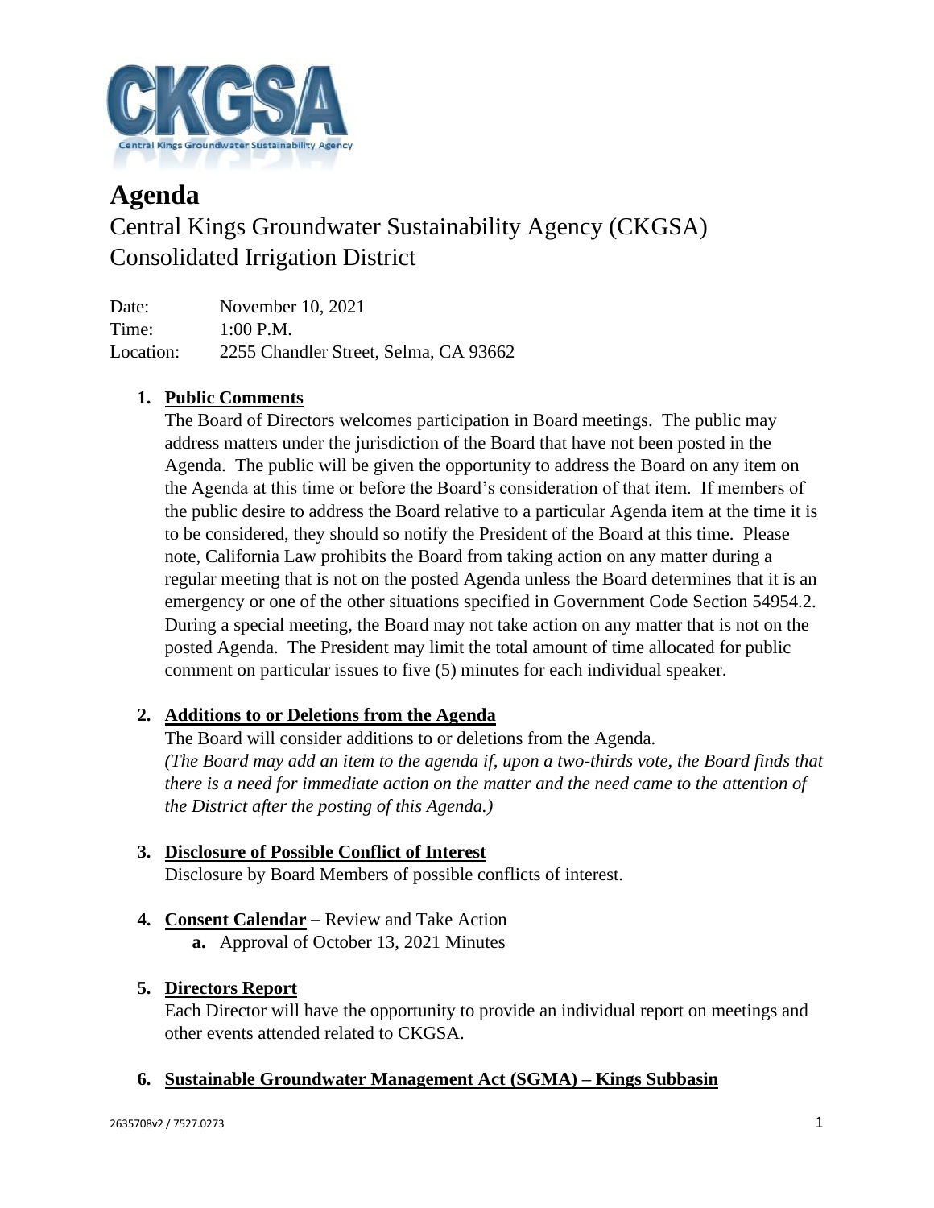# Agenda

## Central Kings Groundwater Sustainability Agency (CKGSA)
## Consolidated Irrigation District

Date: November 10, 2021
Time: 1:00 P.M.
Location: 2255 Chandler Street, Selma, CA 93662

1. **Public Comments**
   The Board of Directors welcomes participation in Board meetings. The public may address matters under the jurisdiction of the Board that have not been posted in the Agenda. The public will be given the opportunity to address the Board on any item on the Agenda at this time or before the Board's consideration of that item. If members of the public desire to address the Board relative to a particular Agenda item at the time it is to be considered, they should so notify the President of the Board at this time. Please note, California Law prohibits the Board from taking action on any matter during a regular meeting that is not on the posted Agenda unless the Board determines that it is an emergency or one of the other situations specified in Government Code Section 54954.2. During a special meeting, the Board may not take action on any matter that is not on the posted Agenda. The President may limit the total amount of time allocated for public comment on particular issues to five (5) minutes for each individual speaker.

2. **Additions to or Deletions from the Agenda**
   The Board will consider additions to or deletions from the Agenda.
   *(The Board may add an item to the agenda if, upon a two-thirds vote, the Board finds that there is a need for immediate action on the matter and the need came to the attention of the District after the posting of this Agenda.)*

3. **Disclosure of Possible Conflict of Interest**
   Disclosure by Board Members of possible conflicts of interest.

4. **Consent Calendar** – Review and Take Action
   **a.** Approval of October 13, 2021 Minutes

5. **Directors Report**
   Each Director will have the opportunity to provide an individual report on meetings and other events attended related to CKGSA.

6. **Sustainable Groundwater Management Act (SGMA) – Kings Subbasin**

2635708v2 / 7527.0273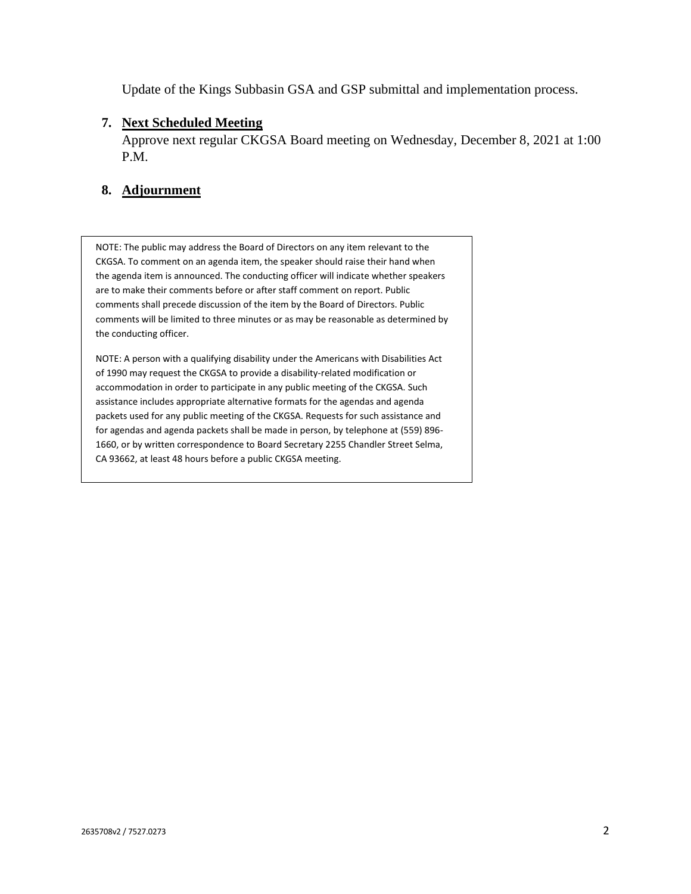Update of the Kings Subbasin GSA and GSP submittal and implementation process.

7. **Next Scheduled Meeting**

Approve next regular CKGSA Board meeting on Wednesday, December 8, 2021 at 1:00 P.M.

8. **Adjournment**

NOTE: The public may address the Board of Directors on any item relevant to the CKGSA. To comment on an agenda item, the speaker should raise their hand when the agenda item is announced. The conducting officer will indicate whether speakers are to make their comments before or after staff comment on report. Public comments shall precede discussion of the item by the Board of Directors. Public comments will be limited to three minutes or as may be reasonable as determined by the conducting officer.

NOTE: A person with a qualifying disability under the Americans with Disabilities Act of 1990 may request the CKGSA to provide a disability-related modification or accommodation in order to participate in any public meeting of the CKGSA. Such assistance includes appropriate alternative formats for the agendas and agenda packets used for any public meeting of the CKGSA. Requests for such assistance and for agendas and agenda packets shall be made in person, by telephone at (559) 896-1660, or by written correspondence to Board Secretary 2255 Chandler Street Selma, CA 93662, at least 48 hours before a public CKGSA meeting.

2635708v2 / 7527.0273